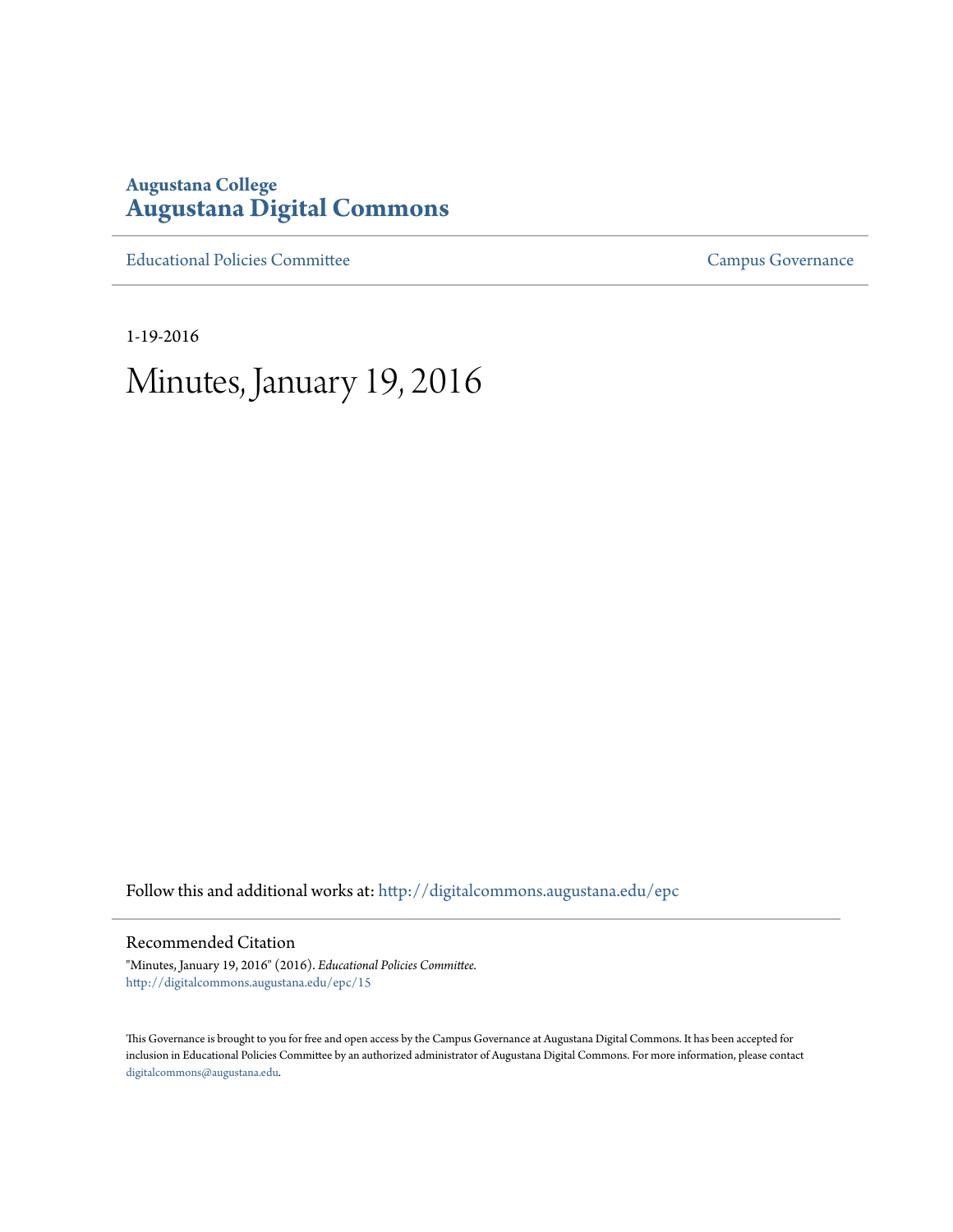**Augustana College**
## Augustana Digital Commons

Educational Policies Committee | Campus Governance

1-19-2016

# Minutes, January 19, 2016

Follow this and additional works at: http://digitalcommons.augustana.edu/epc

### Recommended Citation

"Minutes, January 19, 2016" (2016). *Educational Policies Committee.*
http://digitalcommons.augustana.edu/epc/15

This Governance is brought to you for free and open access by the Campus Governance at Augustana Digital Commons. It has been accepted for inclusion in Educational Policies Committee by an authorized administrator of Augustana Digital Commons. For more information, please contact digitalcommons@augustana.edu.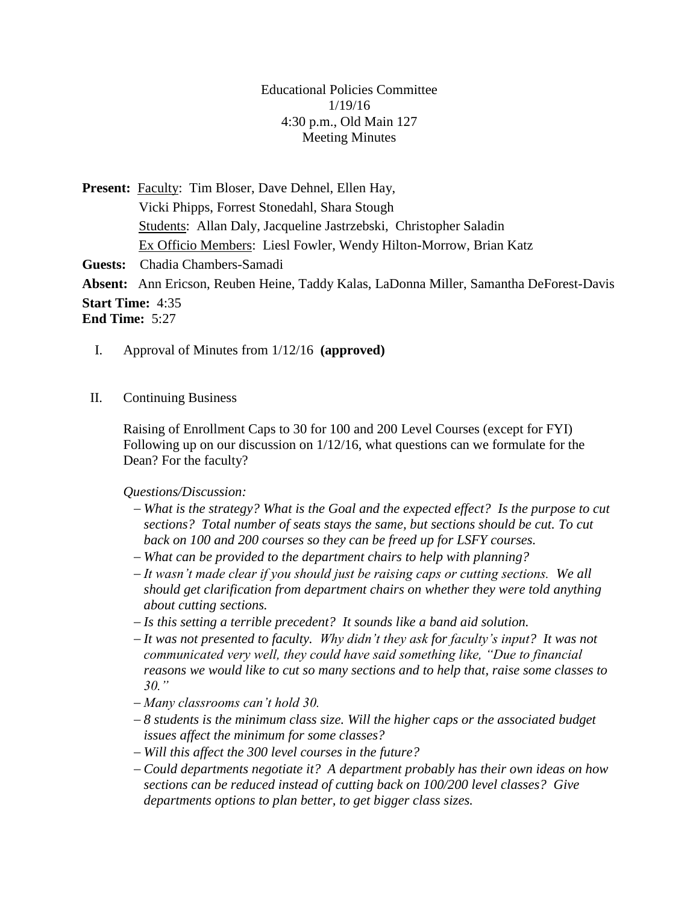Educational Policies Committee
1/19/16
4:30 p.m., Old Main 127
Meeting Minutes

**Present:** Faculty: Tim Bloser, Dave Dehnel, Ellen Hay,
Vicki Phipps, Forrest Stonedahl, Shara Stough
Students: Allan Daly, Jacqueline Jastrzebski, Christopher Saladin
Ex Officio Members: Liesl Fowler, Wendy Hilton-Morrow, Brian Katz

**Guests:** Chadia Chambers-Samadi

**Absent:** Ann Ericson, Reuben Heine, Taddy Kalas, LaDonna Miller, Samantha DeForest-Davis

**Start Time:** 4:35
**End Time:** 5:27

I. Approval of Minutes from 1/12/16 **(approved)**

II. Continuing Business

Raising of Enrollment Caps to 30 for 100 and 200 Level Courses (except for FYI)
Following up on our discussion on 1/12/16, what questions can we formulate for the Dean? For the faculty?

*Questions/Discussion:*

- *What is the strategy? What is the Goal and the expected effect? Is the purpose to cut sections? Total number of seats stays the same, but sections should be cut. To cut back on 100 and 200 courses so they can be freed up for LSFY courses.*
- *What can be provided to the department chairs to help with planning?*
- *It wasn't made clear if you should just be raising caps or cutting sections. We all should get clarification from department chairs on whether they were told anything about cutting sections.*
- *Is this setting a terrible precedent? It sounds like a band aid solution.*
- *It was not presented to faculty. Why didn't they ask for faculty's input? It was not communicated very well, they could have said something like, "Due to financial reasons we would like to cut so many sections and to help that, raise some classes to 30."*
- *Many classrooms can't hold 30.*
- *8 students is the minimum class size. Will the higher caps or the associated budget issues affect the minimum for some classes?*
- *Will this affect the 300 level courses in the future?*
- *Could departments negotiate it? A department probably has their own ideas on how sections can be reduced instead of cutting back on 100/200 level classes? Give departments options to plan better, to get bigger class sizes.*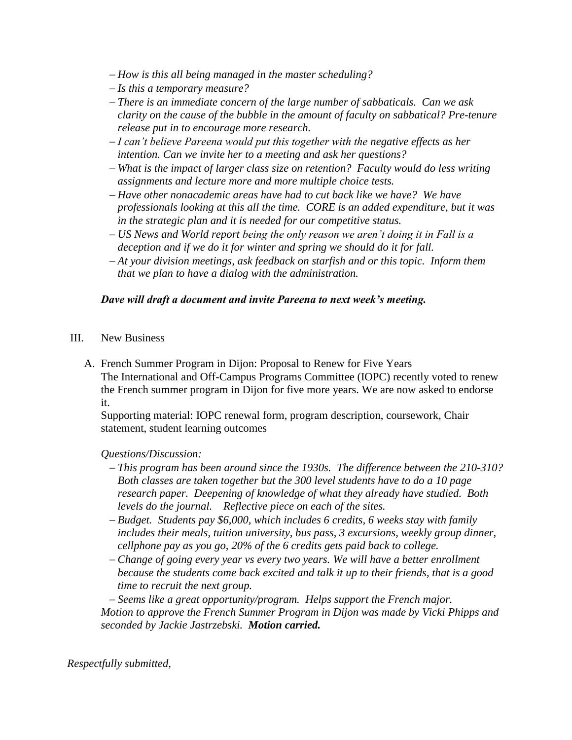- *How is this all being managed in the master scheduling?*
- *Is this a temporary measure?*
- *There is an immediate concern of the large number of sabbaticals. Can we ask clarity on the cause of the bubble in the amount of faculty on sabbatical? Pre-tenure release put in to encourage more research.*
- *I can't believe Pareena would put this together with the negative effects as her intention. Can we invite her to a meeting and ask her questions?*
- *What is the impact of larger class size on retention? Faculty would do less writing assignments and lecture more and more multiple choice tests.*
- *Have other nonacademic areas have had to cut back like we have? We have professionals looking at this all the time. CORE is an added expenditure, but it was in the strategic plan and it is needed for our competitive status.*
- *US News and World report being the only reason we aren't doing it in Fall is a deception and if we do it for winter and spring we should do it for fall.*
- *At your division meetings, ask feedback on starfish and or this topic. Inform them that we plan to have a dialog with the administration.*

***Dave will draft a document and invite Pareena to next week's meeting.***

III. New Business

A. French Summer Program in Dijon: Proposal to Renew for Five Years
The International and Off-Campus Programs Committee (IOPC) recently voted to renew the French summer program in Dijon for five more years. We are now asked to endorse it.
Supporting material: IOPC renewal form, program description, coursework, Chair statement, student learning outcomes

*Questions/Discussion:*

- *This program has been around since the 1930s. The difference between the 210-310? Both classes are taken together but the 300 level students have to do a 10 page research paper. Deepening of knowledge of what they already have studied. Both levels do the journal. Reflective piece on each of the sites.*
- *Budget. Students pay $6,000, which includes 6 credits, 6 weeks stay with family includes their meals, tuition university, bus pass, 3 excursions, weekly group dinner, cellphone pay as you go, 20% of the 6 credits gets paid back to college.*
- *Change of going every year vs every two years. We will have a better enrollment because the students come back excited and talk it up to their friends, that is a good time to recruit the next group.*
- *Seems like a great opportunity/program. Helps support the French major.*

*Motion to approve the French Summer Program in Dijon was made by Vicki Phipps and seconded by Jackie Jastrzebski.* ***Motion carried.***

*Respectfully submitted,*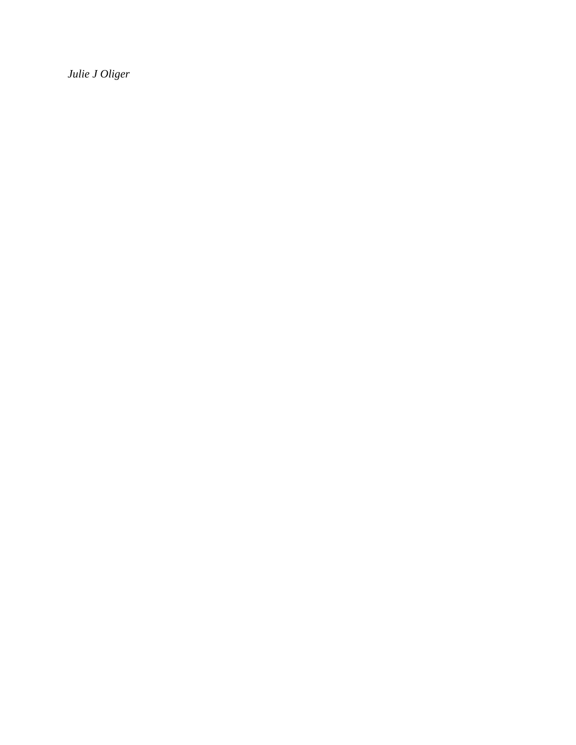*Julie J Oliger*